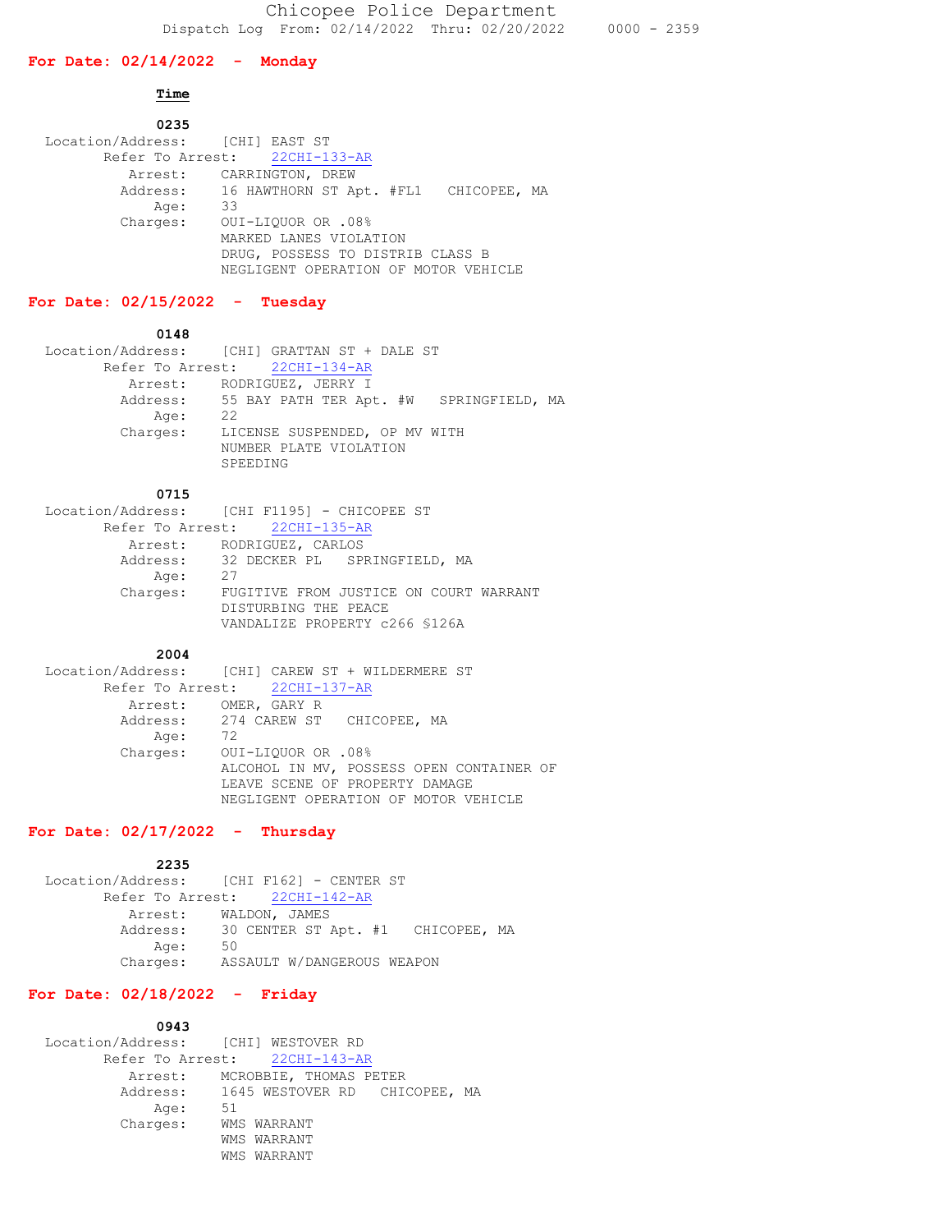# Chicopee Police Department

Dispatch Log From: 02/14/2022 Thru: 02/20/2022 0000 - 2359

## For Date: 02/14/2022 - Monday

**Time**

**0235**

Location/Address: [CHI] EAST ST
Refer To Arrest: 22CHI-133-AR
Arrest: CARRINGTON, DREW
Address: 16 HAWTHORN ST Apt. #FL1 CHICOPEE, MA
Age: 33
Charges: OUI-LIQUOR OR .08%
MARKED LANES VIOLATION
DRUG, POSSESS TO DISTRIB CLASS B
NEGLIGENT OPERATION OF MOTOR VEHICLE

## For Date: 02/15/2022 - Tuesday

**0148**

Location/Address: [CHI] GRATTAN ST + DALE ST
Refer To Arrest: 22CHI-134-AR
Arrest: RODRIGUEZ, JERRY I
Address: 55 BAY PATH TER Apt. #W SPRINGFIELD, MA
Age: 22
Charges: LICENSE SUSPENDED, OP MV WITH
NUMBER PLATE VIOLATION
SPEEDING

**0715**

Location/Address: [CHI F1195] - CHICOPEE ST
Refer To Arrest: 22CHI-135-AR
Arrest: RODRIGUEZ, CARLOS
Address: 32 DECKER PL SPRINGFIELD, MA
Age: 27
Charges: FUGITIVE FROM JUSTICE ON COURT WARRANT
DISTURBING THE PEACE
VANDALIZE PROPERTY c266 §126A

**2004**

Location/Address: [CHI] CAREW ST + WILDERMERE ST
Refer To Arrest: 22CHI-137-AR
Arrest: OMER, GARY R
Address: 274 CAREW ST CHICOPEE, MA
Age: 72
Charges: OUI-LIQUOR OR .08%
ALCOHOL IN MV, POSSESS OPEN CONTAINER OF
LEAVE SCENE OF PROPERTY DAMAGE
NEGLIGENT OPERATION OF MOTOR VEHICLE

## For Date: 02/17/2022 - Thursday

**2235**

Location/Address: [CHI F162] - CENTER ST
Refer To Arrest: 22CHI-142-AR
Arrest: WALDON, JAMES
Address: 30 CENTER ST Apt. #1 CHICOPEE, MA
Age: 50
Charges: ASSAULT W/DANGEROUS WEAPON

## For Date: 02/18/2022 - Friday

**0943**

Location/Address: [CHI] WESTOVER RD
Refer To Arrest: 22CHI-143-AR
Arrest: MCROBBIE, THOMAS PETER
Address: 1645 WESTOVER RD CHICOPEE, MA
Age: 51
Charges: WMS WARRANT
WMS WARRANT
WMS WARRANT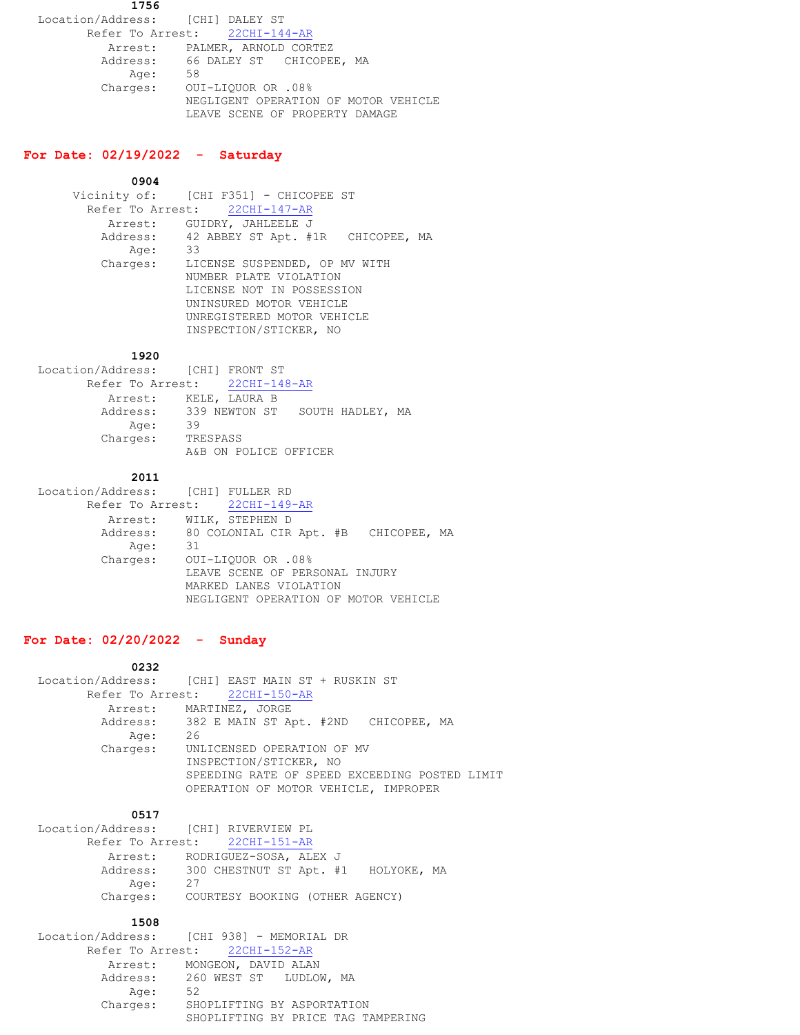**1756**

Location/Address: [CHI] DALEY ST
Refer To Arrest: 22CHI-144-AR
Arrest: PALMER, ARNOLD CORTEZ
Address: 66 DALEY ST CHICOPEE, MA
Age: 58
Charges: OUI-LIQUOR OR .08%
NEGLIGENT OPERATION OF MOTOR VEHICLE
LEAVE SCENE OF PROPERTY DAMAGE

## For Date: 02/19/2022 - Saturday

**0904**

Vicinity of: [CHI F351] - CHICOPEE ST
Refer To Arrest: 22CHI-147-AR
Arrest: GUIDRY, JAHLEELE J
Address: 42 ABBEY ST Apt. #1R CHICOPEE, MA
Age: 33
Charges: LICENSE SUSPENDED, OP MV WITH
NUMBER PLATE VIOLATION
LICENSE NOT IN POSSESSION
UNINSURED MOTOR VEHICLE
UNREGISTERED MOTOR VEHICLE
INSPECTION/STICKER, NO

**1920**

Location/Address: [CHI] FRONT ST
Refer To Arrest: 22CHI-148-AR
Arrest: KELE, LAURA B
Address: 339 NEWTON ST SOUTH HADLEY, MA
Age: 39
Charges: TRESPASS
A&B ON POLICE OFFICER

**2011**

Location/Address: [CHI] FULLER RD
Refer To Arrest: 22CHI-149-AR
Arrest: WILK, STEPHEN D
Address: 80 COLONIAL CIR Apt. #B CHICOPEE, MA
Age: 31
Charges: OUI-LIQUOR OR .08%
LEAVE SCENE OF PERSONAL INJURY
MARKED LANES VIOLATION
NEGLIGENT OPERATION OF MOTOR VEHICLE

## For Date: 02/20/2022 - Sunday

**0232**

Location/Address: [CHI] EAST MAIN ST + RUSKIN ST
Refer To Arrest: 22CHI-150-AR
Arrest: MARTINEZ, JORGE
Address: 382 E MAIN ST Apt. #2ND CHICOPEE, MA
Age: 26
Charges: UNLICENSED OPERATION OF MV
INSPECTION/STICKER, NO
SPEEDING RATE OF SPEED EXCEEDING POSTED LIMIT
OPERATION OF MOTOR VEHICLE, IMPROPER

**0517**

Location/Address: [CHI] RIVERVIEW PL
Refer To Arrest: 22CHI-151-AR
Arrest: RODRIGUEZ-SOSA, ALEX J
Address: 300 CHESTNUT ST Apt. #1 HOLYOKE, MA
Age: 27
Charges: COURTESY BOOKING (OTHER AGENCY)

**1508**

Location/Address: [CHI 938] - MEMORIAL DR
Refer To Arrest: 22CHI-152-AR
Arrest: MONGEON, DAVID ALAN
Address: 260 WEST ST LUDLOW, MA
Age: 52
Charges: SHOPLIFTING BY ASPORTATION
SHOPLIFTING BY PRICE TAG TAMPERING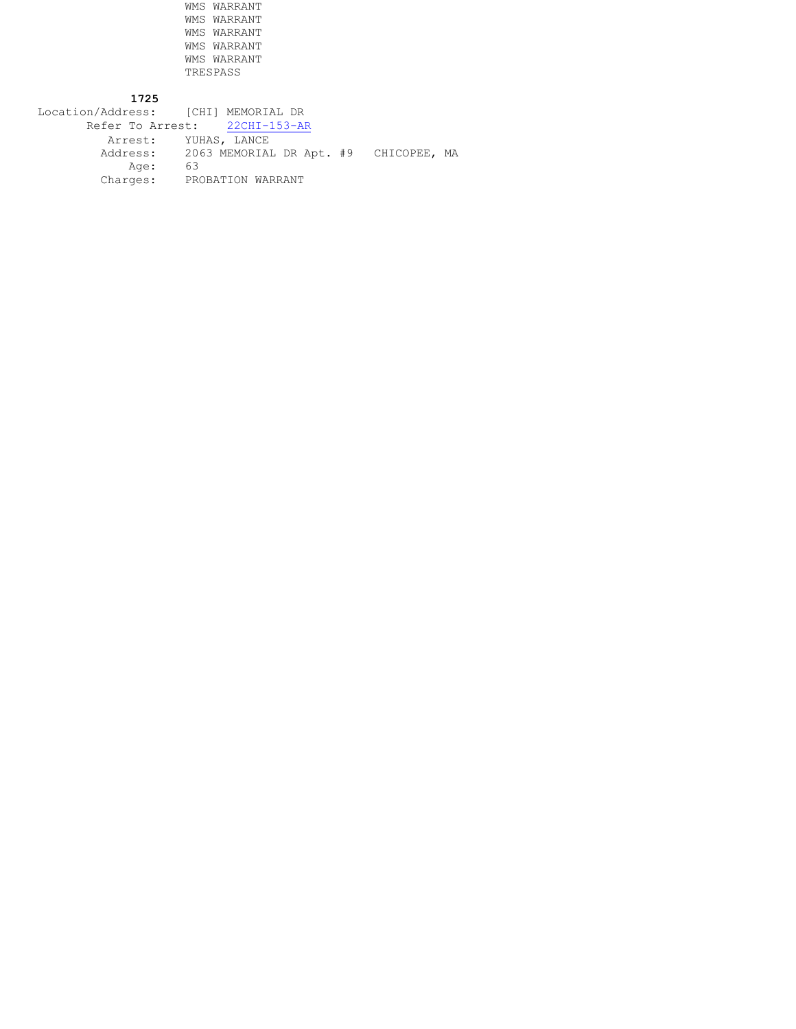WMS WARRANT
WMS WARRANT
WMS WARRANT
WMS WARRANT
WMS WARRANT
TRESPASS

**1725**

Location/Address: [CHI] MEMORIAL DR
Refer To Arrest: 22CHI-153-AR
Arrest: YUHAS, LANCE
Address: 2063 MEMORIAL DR Apt. #9 CHICOPEE, MA
Age: 63
Charges: PROBATION WARRANT